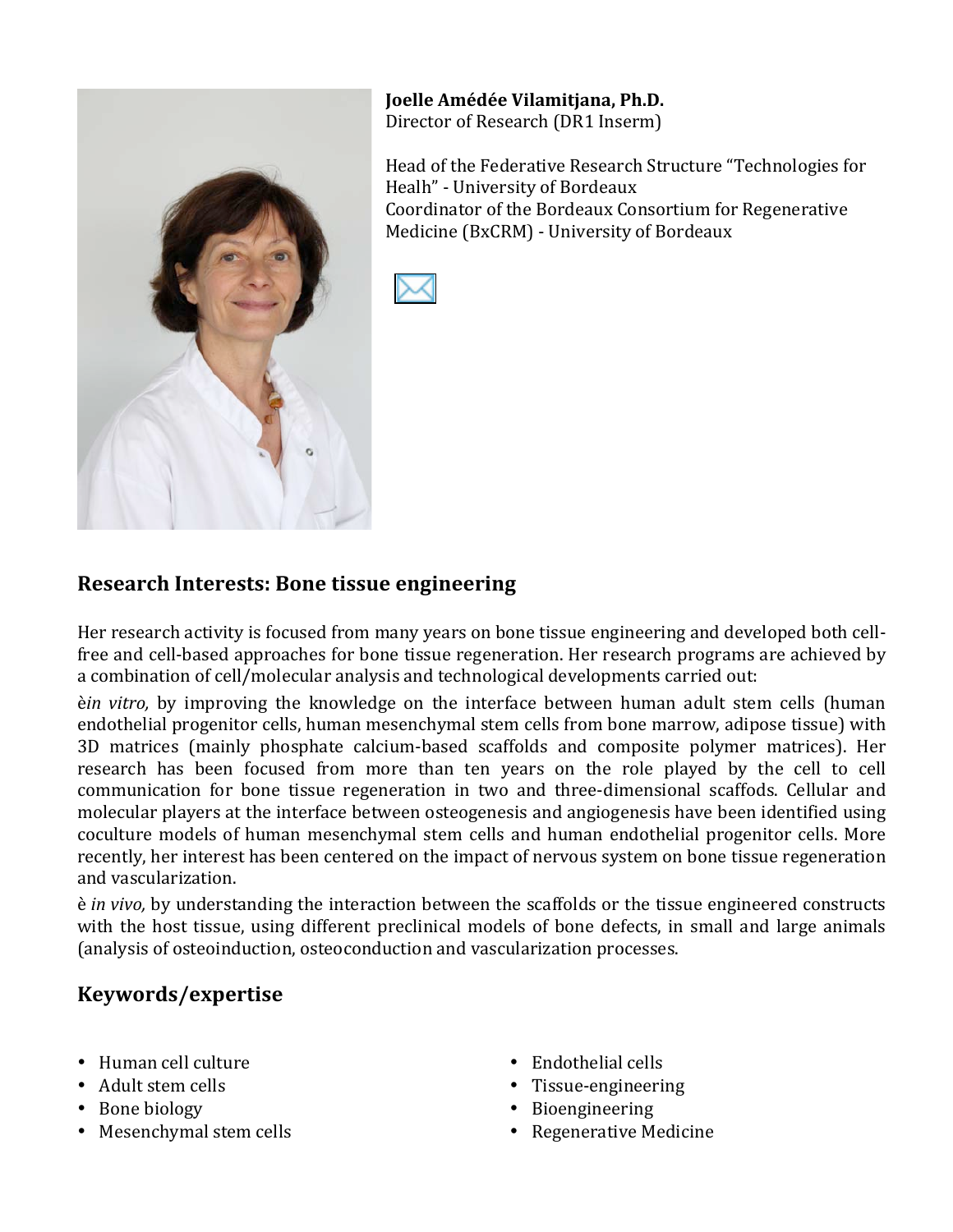**Joelle Amédée Vilamitjana, Ph.D.**
Director of Research (DR1 Inserm)

Head of the Federative Research Structure "Technologies for Healh" - University of Bordeaux
Coordinator of the Bordeaux Consortium for Regenerative Medicine (BxCRM) - University of Bordeaux

## Research Interests: Bone tissue engineering

Her research activity is focused from many years on bone tissue engineering and developed both cell-free and cell-based approaches for bone tissue regeneration. Her research programs are achieved by a combination of cell/molecular analysis and technological developments carried out:

è*in vitro,* by improving the knowledge on the interface between human adult stem cells (human endothelial progenitor cells, human mesenchymal stem cells from bone marrow, adipose tissue) with 3D matrices (mainly phosphate calcium-based scaffolds and composite polymer matrices). Her research has been focused from more than ten years on the role played by the cell to cell communication for bone tissue regeneration in two and three-dimensional scaffods. Cellular and molecular players at the interface between osteogenesis and angiogenesis have been identified using coculture models of human mesenchymal stem cells and human endothelial progenitor cells. More recently, her interest has been centered on the impact of nervous system on bone tissue regeneration and vascularization.

è *in vivo,* by understanding the interaction between the scaffolds or the tissue engineered constructs with the host tissue, using different preclinical models of bone defects, in small and large animals (analysis of osteoinduction, osteoconduction and vascularization processes.

## Keywords/expertise

- Human cell culture
- Adult stem cells
- Bone biology
- Mesenchymal stem cells
- Endothelial cells
- Tissue-engineering
- Bioengineering
- Regenerative Medicine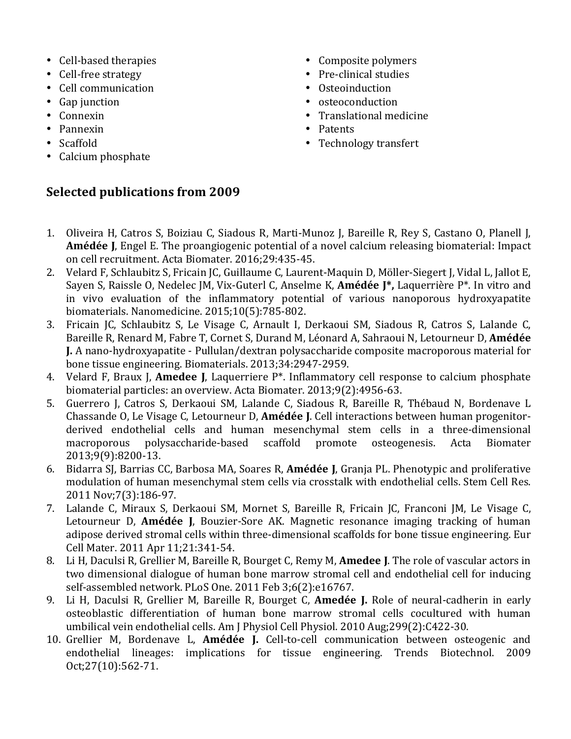- Cell-based therapies
- Cell-free strategy
- Cell communication
- Gap junction
- Connexin
- Pannexin
- Scaffold
- Calcium phosphate
- Composite polymers
- Pre-clinical studies
- Osteoinduction
- osteoconduction
- Translational medicine
- Patents
- Technology transfert

## Selected publications from 2009

1. Oliveira H, Catros S, Boiziau C, Siadous R, Marti-Munoz J, Bareille R, Rey S, Castano O, Planell J, **Amédée J**, Engel E. The proangiogenic potential of a novel calcium releasing biomaterial: Impact on cell recruitment. Acta Biomater. 2016;29:435-45.
2. Velard F, Schlaubitz S, Fricain JC, Guillaume C, Laurent-Maquin D, Möller-Siegert J, Vidal L, Jallot E, Sayen S, Raissle O, Nedelec JM, Vix-Guterl C, Anselme K, **Amédée J*,** Laquerrière P*. In vitro and in vivo evaluation of the inflammatory potential of various nanoporous hydroxyapatite biomaterials. Nanomedicine. 2015;10(5):785-802.
3. Fricain JC, Schlaubitz S, Le Visage C, Arnault I, Derkaoui SM, Siadous R, Catros S, Lalande C, Bareille R, Renard M, Fabre T, Cornet S, Durand M, Léonard A, Sahraoui N, Letourneur D, **Amédée J.** A nano-hydroxyapatite - Pullulan/dextran polysaccharide composite macroporous material for bone tissue engineering. Biomaterials. 2013;34:2947-2959.
4. Velard F, Braux J, **Amedee J**, Laquerriere P*. Inflammatory cell response to calcium phosphate biomaterial particles: an overview. Acta Biomater. 2013;9(2):4956-63.
5. Guerrero J, Catros S, Derkaoui SM, Lalande C, Siadous R, Bareille R, Thébaud N, Bordenave L Chassande O, Le Visage C, Letourneur D, **Amédée J**. Cell interactions between human progenitor-derived endothelial cells and human mesenchymal stem cells in a three-dimensional macroporous polysaccharide-based scaffold promote osteogenesis. Acta Biomater 2013;9(9):8200-13.
6. Bidarra SJ, Barrias CC, Barbosa MA, Soares R, **Amédée J**, Granja PL. Phenotypic and proliferative modulation of human mesenchymal stem cells via crosstalk with endothelial cells. Stem Cell Res. 2011 Nov;7(3):186-97.
7. Lalande C, Miraux S, Derkaoui SM, Mornet S, Bareille R, Fricain JC, Franconi JM, Le Visage C, Letourneur D, **Amédée J**, Bouzier-Sore AK. Magnetic resonance imaging tracking of human adipose derived stromal cells within three-dimensional scaffolds for bone tissue engineering. Eur Cell Mater. 2011 Apr 11;21:341-54.
8. Li H, Daculsi R, Grellier M, Bareille R, Bourget C, Remy M, **Amedee J**. The role of vascular actors in two dimensional dialogue of human bone marrow stromal cell and endothelial cell for inducing self-assembled network. PLoS One. 2011 Feb 3;6(2):e16767.
9. Li H, Daculsi R, Grellier M, Bareille R, Bourget C, **Amedee J.** Role of neural-cadherin in early osteoblastic differentiation of human bone marrow stromal cells cocultured with human umbilical vein endothelial cells. Am J Physiol Cell Physiol. 2010 Aug;299(2):C422-30.
10. Grellier M, Bordenave L, **Amédée J.** Cell-to-cell communication between osteogenic and endothelial lineages: implications for tissue engineering. Trends Biotechnol. 2009 Oct;27(10):562-71.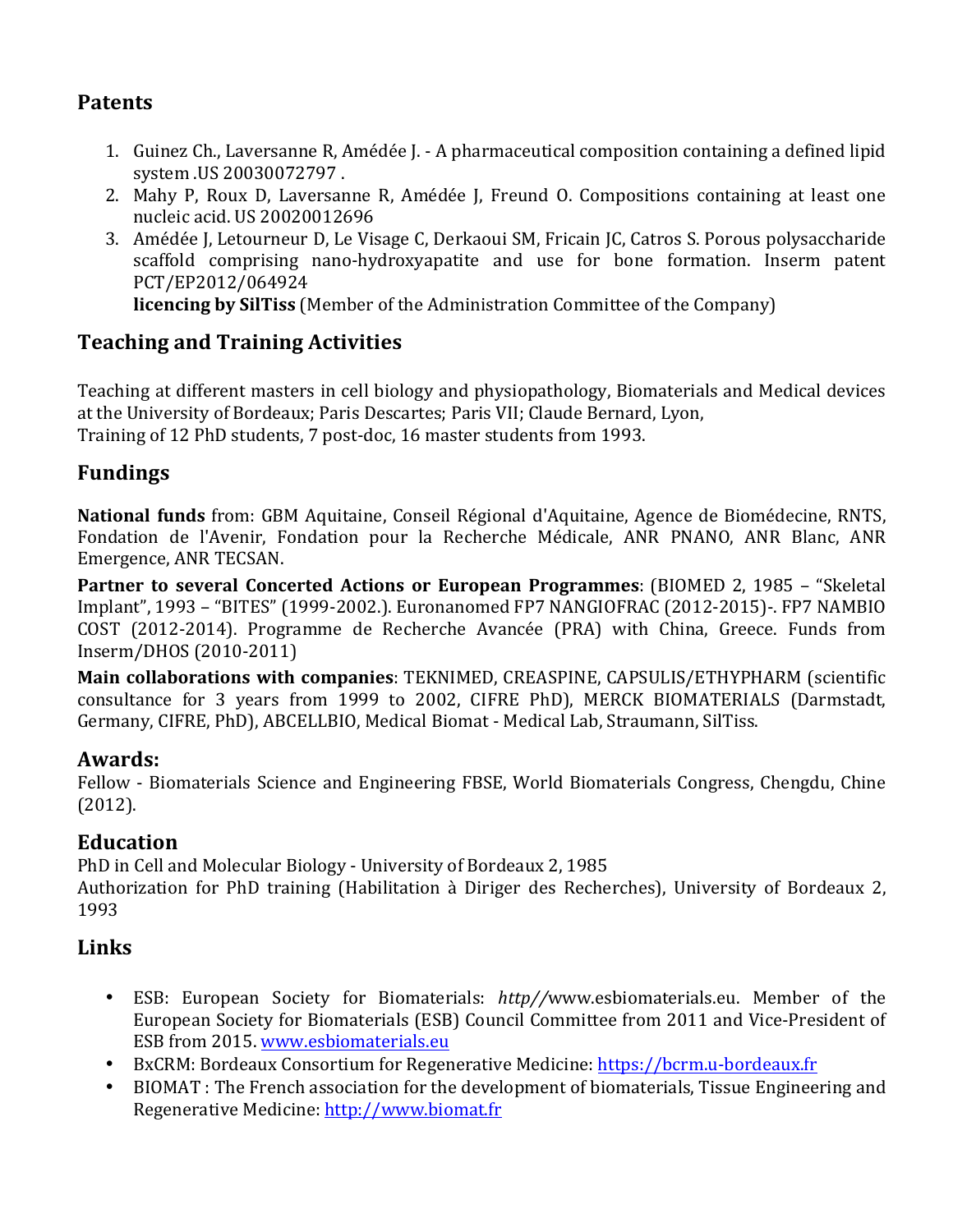## Patents

1. Guinez Ch., Laversanne R, Amédée J. - A pharmaceutical composition containing a defined lipid system .US 20030072797 .
2. Mahy P, Roux D, Laversanne R, Amédée J, Freund O. Compositions containing at least one nucleic acid. US 20020012696
3. Amédée J, Letourneur D, Le Visage C, Derkaoui SM, Fricain JC, Catros S. Porous polysaccharide scaffold comprising nano-hydroxyapatite and use for bone formation. Inserm patent PCT/EP2012/064924
   **licencing by SilTiss** (Member of the Administration Committee of the Company)

## Teaching and Training Activities

Teaching at different masters in cell biology and physiopathology, Biomaterials and Medical devices at the University of Bordeaux; Paris Descartes; Paris VII; Claude Bernard, Lyon,
Training of 12 PhD students, 7 post-doc, 16 master students from 1993.

## Fundings

**National funds** from: GBM Aquitaine, Conseil Régional d'Aquitaine, Agence de Biomédecine, RNTS, Fondation de l'Avenir, Fondation pour la Recherche Médicale, ANR PNANO, ANR Blanc, ANR Emergence, ANR TECSAN.

**Partner to several Concerted Actions or European Programmes**: (BIOMED 2, 1985 – "Skeletal Implant", 1993 – "BITES" (1999-2002.). Euronanomed FP7 NANGIOFRAC (2012-2015)-. FP7 NAMBIO COST (2012-2014). Programme de Recherche Avancée (PRA) with China, Greece. Funds from Inserm/DHOS (2010-2011)

**Main collaborations with companies**: TEKNIMED, CREASPINE, CAPSULIS/ETHYPHARM (scientific consultance for 3 years from 1999 to 2002, CIFRE PhD), MERCK BIOMATERIALS (Darmstadt, Germany, CIFRE, PhD), ABCELLBIO, Medical Biomat - Medical Lab, Straumann, SilTiss.

## Awards:

Fellow - Biomaterials Science and Engineering FBSE, World Biomaterials Congress, Chengdu, Chine (2012).

## Education

PhD in Cell and Molecular Biology - University of Bordeaux 2, 1985
Authorization for PhD training (Habilitation à Diriger des Recherches), University of Bordeaux 2, 1993

## Links

- ESB: European Society for Biomaterials: *http//*www.esbiomaterials.eu. Member of the European Society for Biomaterials (ESB) Council Committee from 2011 and Vice-President of ESB from 2015. www.esbiomaterials.eu
- BxCRM: Bordeaux Consortium for Regenerative Medicine: https://bcrm.u-bordeaux.fr
- BIOMAT : The French association for the development of biomaterials, Tissue Engineering and Regenerative Medicine: http://www.biomat.fr